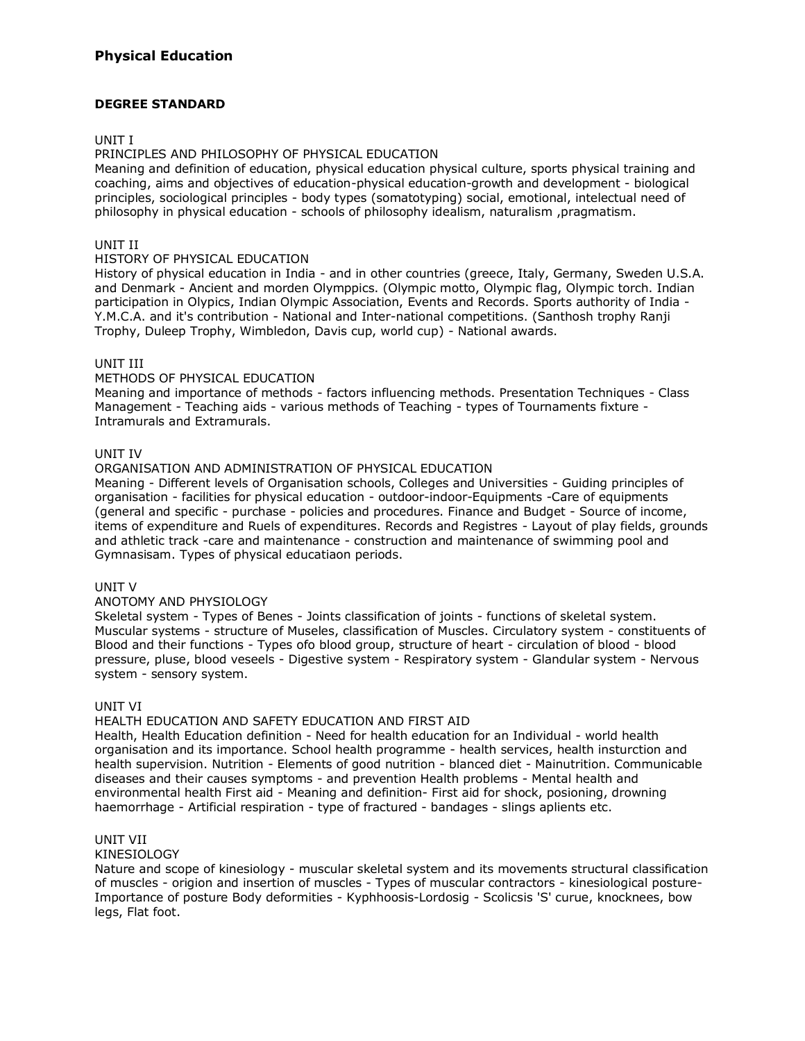# Physical Education

## DEGREE STANDARD

UNIT I

PRINCIPLES AND PHILOSOPHY OF PHYSICAL EDUCATION

Meaning and definition of education, physical education physical culture, sports physical training and coaching, aims and objectives of education-physical education-growth and development - biological principles, sociological principles - body types (somatotyping) social, emotional, intelectual need of philosophy in physical education - schools of philosophy idealism, naturalism ,pragmatism.

UNIT II

HISTORY OF PHYSICAL EDUCATION

History of physical education in India - and in other countries (greece, Italy, Germany, Sweden U.S.A. and Denmark - Ancient and morden Olymppics. (Olympic motto, Olympic flag, Olympic torch. Indian participation in Olypics, Indian Olympic Association, Events and Records. Sports authority of India - Y.M.C.A. and it's contribution - National and Inter-national competitions. (Santhosh trophy Ranji Trophy, Duleep Trophy, Wimbledon, Davis cup, world cup) - National awards.

UNIT III

METHODS OF PHYSICAL EDUCATION

Meaning and importance of methods - factors influencing methods. Presentation Techniques - Class Management - Teaching aids - various methods of Teaching - types of Tournaments fixture - Intramurals and Extramurals.

UNIT IV

ORGANISATION AND ADMINISTRATION OF PHYSICAL EDUCATION

Meaning - Different levels of Organisation schools, Colleges and Universities - Guiding principles of organisation - facilities for physical education - outdoor-indoor-Equipments -Care of equipments (general and specific - purchase - policies and procedures. Finance and Budget - Source of income, items of expenditure and Ruels of expenditures. Records and Registres - Layout of play fields, grounds and athletic track -care and maintenance - construction and maintenance of swimming pool and Gymnasisam. Types of physical educatiaon periods.

UNIT V

ANOTOMY AND PHYSIOLOGY

Skeletal system - Types of Benes - Joints classification of joints - functions of skeletal system. Muscular systems - structure of Museles, classification of Muscles. Circulatory system - constituents of Blood and their functions - Types ofo blood group, structure of heart - circulation of blood - blood pressure, pluse, blood veseels - Digestive system - Respiratory system - Glandular system - Nervous system - sensory system.

UNIT VI

HEALTH EDUCATION AND SAFETY EDUCATION AND FIRST AID

Health, Health Education definition - Need for health education for an Individual - world health organisation and its importance. School health programme - health services, health insturction and health supervision. Nutrition - Elements of good nutrition - blanced diet - Mainutrition. Communicable diseases and their causes symptoms - and prevention Health problems - Mental health and environmental health First aid - Meaning and definition- First aid for shock, posioning, drowning haemorrhage - Artificial respiration - type of fractured - bandages - slings aplients etc.

UNIT VII

KINESIOLOGY

Nature and scope of kinesiology - muscular skeletal system and its movements structural classification of muscles - origion and insertion of muscles - Types of muscular contractors - kinesiological posture- Importance of posture Body deformities - Kyphhoosis-Lordosig - Scolicsis 'S' curue, knocknees, bow legs, Flat foot.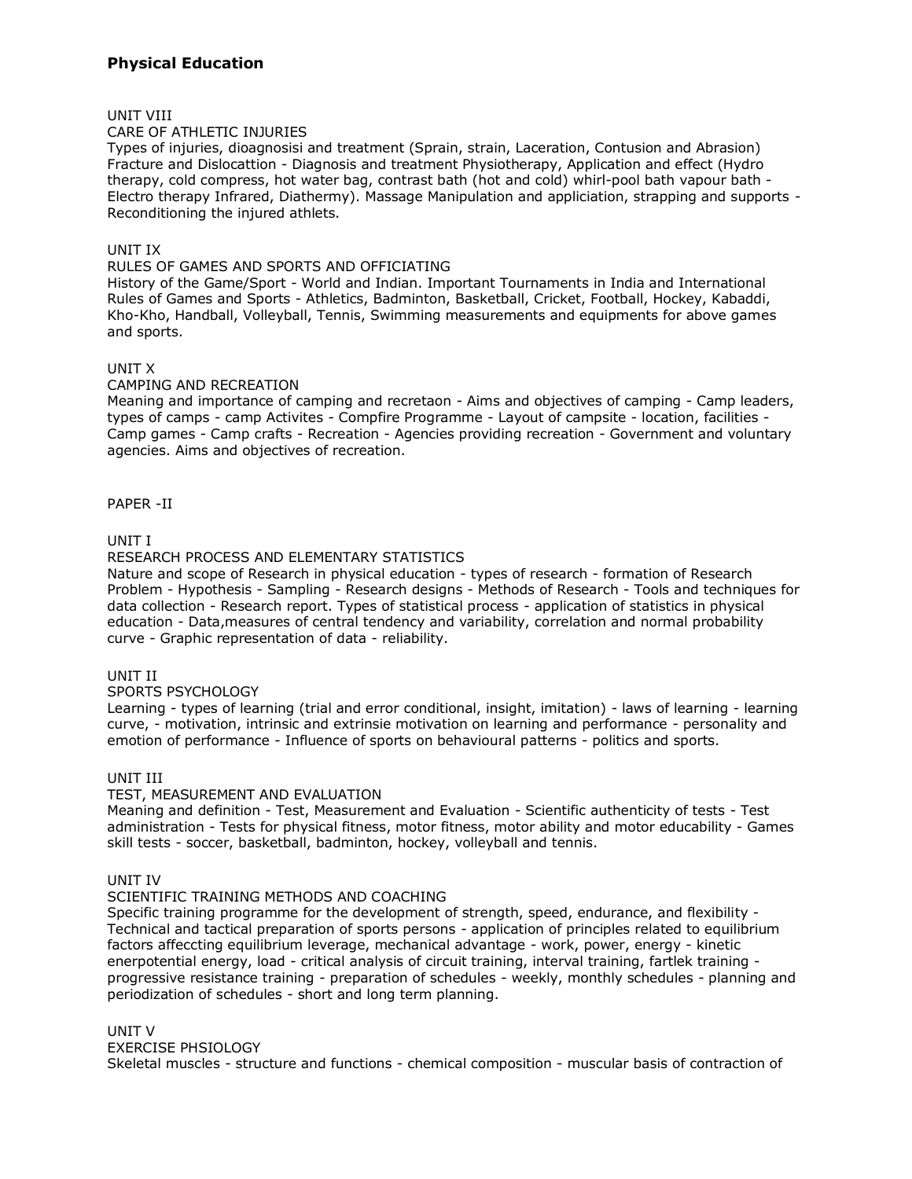## Physical Education

UNIT VIII

CARE OF ATHLETIC INJURIES

Types of injuries, dioagnosisi and treatment (Sprain, strain, Laceration, Contusion and Abrasion) Fracture and Dislocattion - Diagnosis and treatment Physiotherapy, Application and effect (Hydro therapy, cold compress, hot water bag, contrast bath (hot and cold) whirl-pool bath vapour bath - Electro therapy Infrared, Diathermy). Massage Manipulation and appliciation, strapping and supports - Reconditioning the injured athlets.

UNIT IX

RULES OF GAMES AND SPORTS AND OFFICIATING

History of the Game/Sport - World and Indian. Important Tournaments in India and International Rules of Games and Sports - Athletics, Badminton, Basketball, Cricket, Football, Hockey, Kabaddi, Kho-Kho, Handball, Volleyball, Tennis, Swimming measurements and equipments for above games and sports.

UNIT X

CAMPING AND RECREATION

Meaning and importance of camping and recretaon - Aims and objectives of camping - Camp leaders, types of camps - camp Activites - Compfire Programme - Layout of campsite - location, facilities - Camp games - Camp crafts - Recreation - Agencies providing recreation - Government and voluntary agencies. Aims and objectives of recreation.

PAPER -II

UNIT I

RESEARCH PROCESS AND ELEMENTARY STATISTICS

Nature and scope of Research in physical education - types of research - formation of Research Problem - Hypothesis - Sampling - Research designs - Methods of Research - Tools and techniques for data collection - Research report. Types of statistical process - application of statistics in physical education - Data,measures of central tendency and variability, correlation and normal probability curve - Graphic representation of data - reliability.

UNIT II

SPORTS PSYCHOLOGY

Learning - types of learning (trial and error conditional, insight, imitation) - laws of learning - learning curve, - motivation, intrinsic and extrinsie motivation on learning and performance - personality and emotion of performance - Influence of sports on behavioural patterns - politics and sports.

UNIT III

TEST, MEASUREMENT AND EVALUATION

Meaning and definition - Test, Measurement and Evaluation - Scientific authenticity of tests - Test administration - Tests for physical fitness, motor fitness, motor ability and motor educability - Games skill tests - soccer, basketball, badminton, hockey, volleyball and tennis.

UNIT IV

SCIENTIFIC TRAINING METHODS AND COACHING

Specific training programme for the development of strength, speed, endurance, and flexibility - Technical and tactical preparation of sports persons - application of principles related to equilibrium factors affeccting equilibrium leverage, mechanical advantage - work, power, energy - kinetic enerpotential energy, load - critical analysis of circuit training, interval training, fartlek training - progressive resistance training - preparation of schedules - weekly, monthly schedules - planning and periodization of schedules - short and long term planning.

UNIT V

EXERCISE PHSIOLOGY

Skeletal muscles - structure and functions - chemical composition - muscular basis of contraction of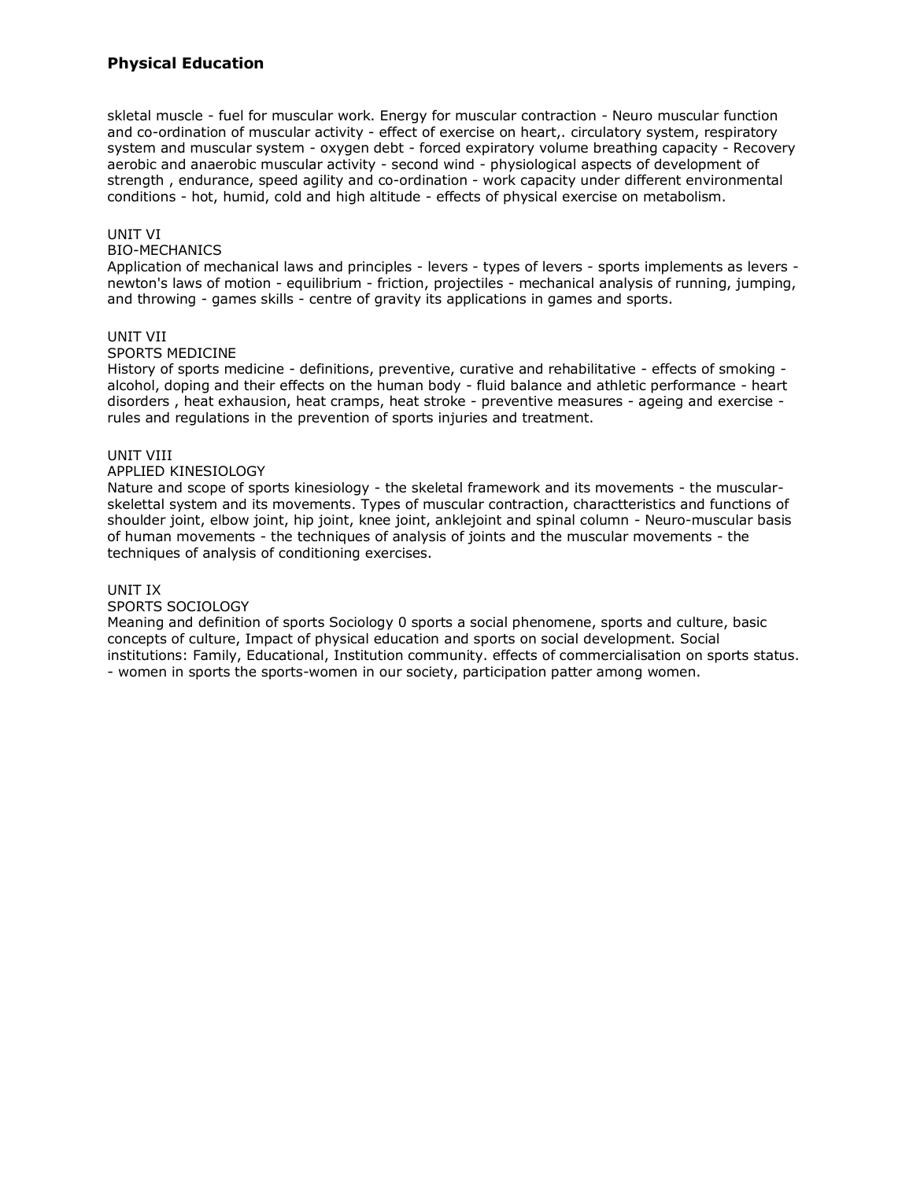skletal muscle - fuel for muscular work. Energy for muscular contraction - Neuro muscular function and co-ordination of muscular activity - effect of exercise on heart,. circulatory system, respiratory system and muscular system - oxygen debt - forced expiratory volume breathing capacity - Recovery aerobic and anaerobic muscular activity - second wind - physiological aspects of development of strength , endurance, speed agility and co-ordination - work capacity under different environmental conditions - hot, humid, cold and high altitude - effects of physical exercise on metabolism.

UNIT VI
BIO-MECHANICS

Application of mechanical laws and principles - levers - types of levers - sports implements as levers - newton's laws of motion - equilibrium - friction, projectiles - mechanical analysis of running, jumping, and throwing - games skills - centre of gravity its applications in games and sports.

UNIT VII
SPORTS MEDICINE

History of sports medicine - definitions, preventive, curative and rehabilitative - effects of smoking - alcohol, doping and their effects on the human body - fluid balance and athletic performance - heart disorders , heat exhausion, heat cramps, heat stroke - preventive measures - ageing and exercise - rules and regulations in the prevention of sports injuries and treatment.

UNIT VIII
APPLIED KINESIOLOGY

Nature and scope of sports kinesiology - the skeletal framework and its movements - the muscular-skelettal system and its movements. Types of muscular contraction, charactteristics and functions of shoulder joint, elbow joint, hip joint, knee joint, anklejoint and spinal column - Neuro-muscular basis of human movements - the techniques of analysis of joints and the muscular movements - the techniques of analysis of conditioning exercises.

UNIT IX
SPORTS SOCIOLOGY

Meaning and definition of sports Sociology 0 sports a social phenomene, sports and culture, basic concepts of culture, Impact of physical education and sports on social development. Social institutions: Family, Educational, Institution community. effects of commercialisation on sports status. - women in sports the sports-women in our society, participation patter among women.